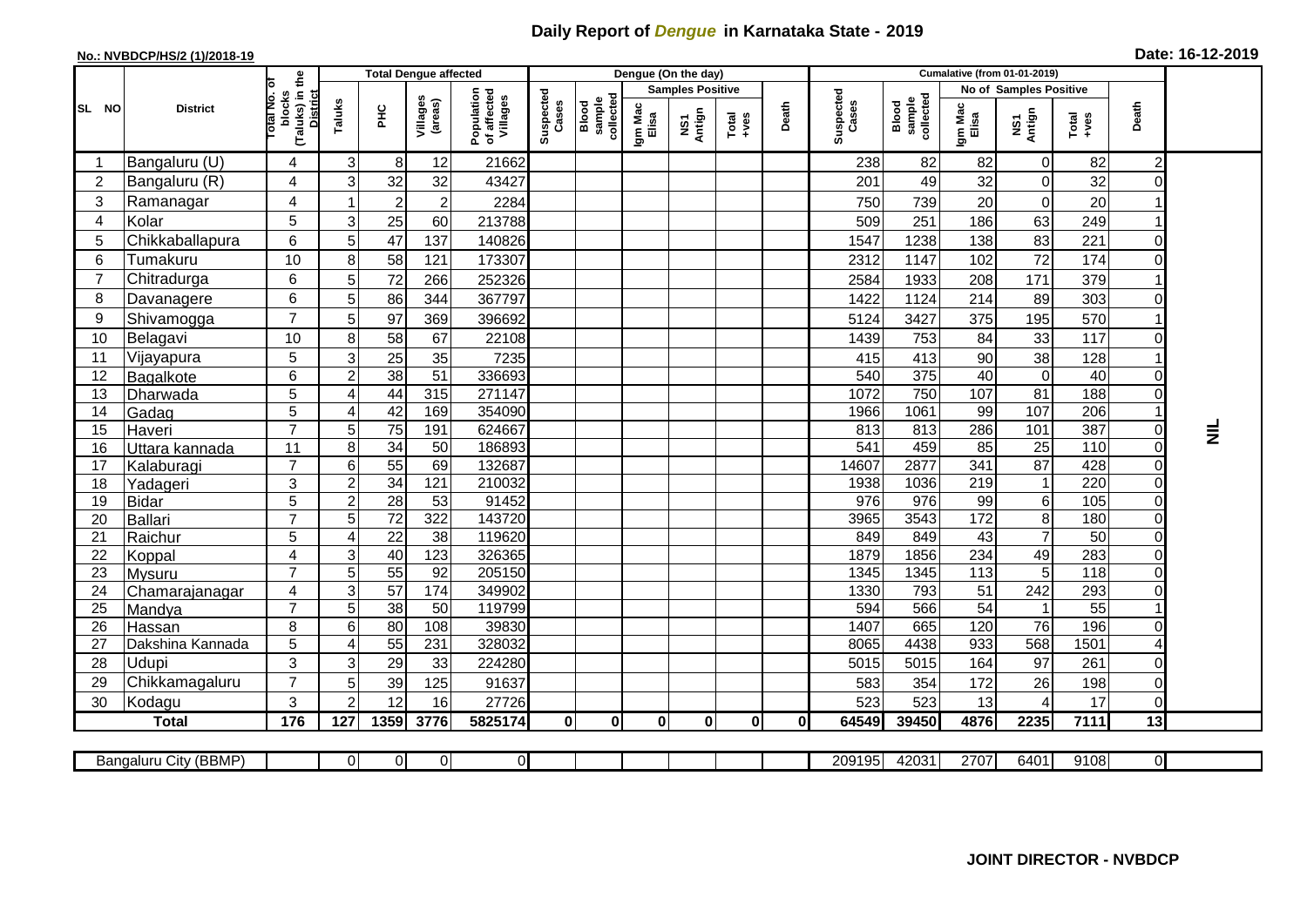# Daily Report of *Dengue* in Karnataka State - 2019

**No.: NVBDCP/HS/2 (1)/2018-19**

**Date: 16-12-2019**

| SL NO | District | Total No. of blocks (Taluks) in the District | Total Dengue affected | | | | Dengue (On the day) | | | | | | | Cumalative (from 01-01-2019) | | | | | | | |
|---|---|---|---|---|---|---|---|---|---|---|---|---|---|---|---|---|---|---|---|---|
| | | | Taluks | PHC | Villages (areas) | Population of affected Villages | Suspected Cases | Blood sample collected | Samples Positive | | | Death | Suspected Cases | Blood sample collected | No of Samples Positive | | | Death | |
| | | | | | | | | | Igm Mac Elisa | NS1 Antign | Total +ves | | | | Igm Mac Elisa | NS1 Antign | Total +ves | | |
| 1 | Bangaluru (U) | 4 | 3 | 8 | 12 | 21662 | | | | | | | 238 | 82 | 82 | 0 | 82 | 2 | NIL |
| 2 | Bangaluru (R) | 4 | 3 | 32 | 32 | 43427 | | | | | | | 201 | 49 | 32 | 0 | 32 | 0 | |
| 3 | Ramanagar | 4 | 1 | 2 | 2 | 2284 | | | | | | | 750 | 739 | 20 | 0 | 20 | 1 | |
| 4 | Kolar | 5 | 3 | 25 | 60 | 213788 | | | | | | | 509 | 251 | 186 | 63 | 249 | 1 | |
| 5 | Chikkaballapura | 6 | 5 | 47 | 137 | 140826 | | | | | | | 1547 | 1238 | 138 | 83 | 221 | 0 | |
| 6 | Tumakuru | 10 | 8 | 58 | 121 | 173307 | | | | | | | 2312 | 1147 | 102 | 72 | 174 | 0 | |
| 7 | Chitradurga | 6 | 5 | 72 | 266 | 252326 | | | | | | | 2584 | 1933 | 208 | 171 | 379 | 1 | |
| 8 | Davanagere | 6 | 5 | 86 | 344 | 367797 | | | | | | | 1422 | 1124 | 214 | 89 | 303 | 0 | |
| 9 | Shivamogga | 7 | 5 | 97 | 369 | 396692 | | | | | | | 5124 | 3427 | 375 | 195 | 570 | 1 | |
| 10 | Belagavi | 10 | 8 | 58 | 67 | 22108 | | | | | | | 1439 | 753 | 84 | 33 | 117 | 0 | |
| 11 | Vijayapura | 5 | 3 | 25 | 35 | 7235 | | | | | | | 415 | 413 | 90 | 38 | 128 | 1 | |
| 12 | Bagalkote | 6 | 2 | 38 | 51 | 336693 | | | | | | | 540 | 375 | 40 | 0 | 40 | 0 | |
| 13 | Dharwada | 5 | 4 | 44 | 315 | 271147 | | | | | | | 1072 | 750 | 107 | 81 | 188 | 0 | |
| 14 | Gadag | 5 | 4 | 42 | 169 | 354090 | | | | | | | 1966 | 1061 | 99 | 107 | 206 | 1 | |
| 15 | Haveri | 7 | 5 | 75 | 191 | 624667 | | | | | | | 813 | 813 | 286 | 101 | 387 | 0 | |
| 16 | Uttara kannada | 11 | 8 | 34 | 50 | 186893 | | | | | | | 541 | 459 | 85 | 25 | 110 | 0 | |
| 17 | Kalaburagi | 7 | 6 | 55 | 69 | 132687 | | | | | | | 14607 | 2877 | 341 | 87 | 428 | 0 | |
| 18 | Yadageri | 3 | 2 | 34 | 121 | 210032 | | | | | | | 1938 | 1036 | 219 | 1 | 220 | 0 | |
| 19 | Bidar | 5 | 2 | 28 | 53 | 91452 | | | | | | | 976 | 976 | 99 | 6 | 105 | 0 | |
| 20 | Ballari | 7 | 5 | 72 | 322 | 143720 | | | | | | | 3965 | 3543 | 172 | 8 | 180 | 0 | |
| 21 | Raichur | 5 | 4 | 22 | 38 | 119620 | | | | | | | 849 | 849 | 43 | 7 | 50 | 0 | |
| 22 | Koppal | 4 | 3 | 40 | 123 | 326365 | | | | | | | 1879 | 1856 | 234 | 49 | 283 | 0 | |
| 23 | Mysuru | 7 | 5 | 55 | 92 | 205150 | | | | | | | 1345 | 1345 | 113 | 5 | 118 | 0 | |
| 24 | Chamarajanagar | 4 | 3 | 57 | 174 | 349902 | | | | | | | 1330 | 793 | 51 | 242 | 293 | 0 | |
| 25 | Mandya | 7 | 5 | 38 | 50 | 119799 | | | | | | | 594 | 566 | 54 | 1 | 55 | 1 | |
| 26 | Hassan | 8 | 6 | 80 | 108 | 39830 | | | | | | | 1407 | 665 | 120 | 76 | 196 | 0 | |
| 27 | Dakshina Kannada | 5 | 4 | 55 | 231 | 328032 | | | | | | | 8065 | 4438 | 933 | 568 | 1501 | 4 | |
| 28 | Udupi | 3 | 3 | 29 | 33 | 224280 | | | | | | | 5015 | 5015 | 164 | 97 | 261 | 0 | |
| 29 | Chikkamagaluru | 7 | 5 | 39 | 125 | 91637 | | | | | | | 583 | 354 | 172 | 26 | 198 | 0 | |
| 30 | Kodagu | 3 | 2 | 12 | 16 | 27726 | | | | | | | 523 | 523 | 13 | 4 | 17 | 0 | |
| **Total** | | **176** | **127** | **1359** | **3776** | **5825174** | **0** | **0** | **0** | **0** | **0** | **0** | **64549** | **39450** | **4876** | **2235** | **7111** | **13** | |

| Bangaluru City (BBMP) | | 0 | 0 | 0 | 0 | | | | | | | 209195 | 42031 | 2707 | 6401 | 9108 | 0 | |
|---|---|---|---|---|---|---|---|---|---|---|---|---|---|---|---|---|---|---|

**JOINT DIRECTOR - NVBDCP**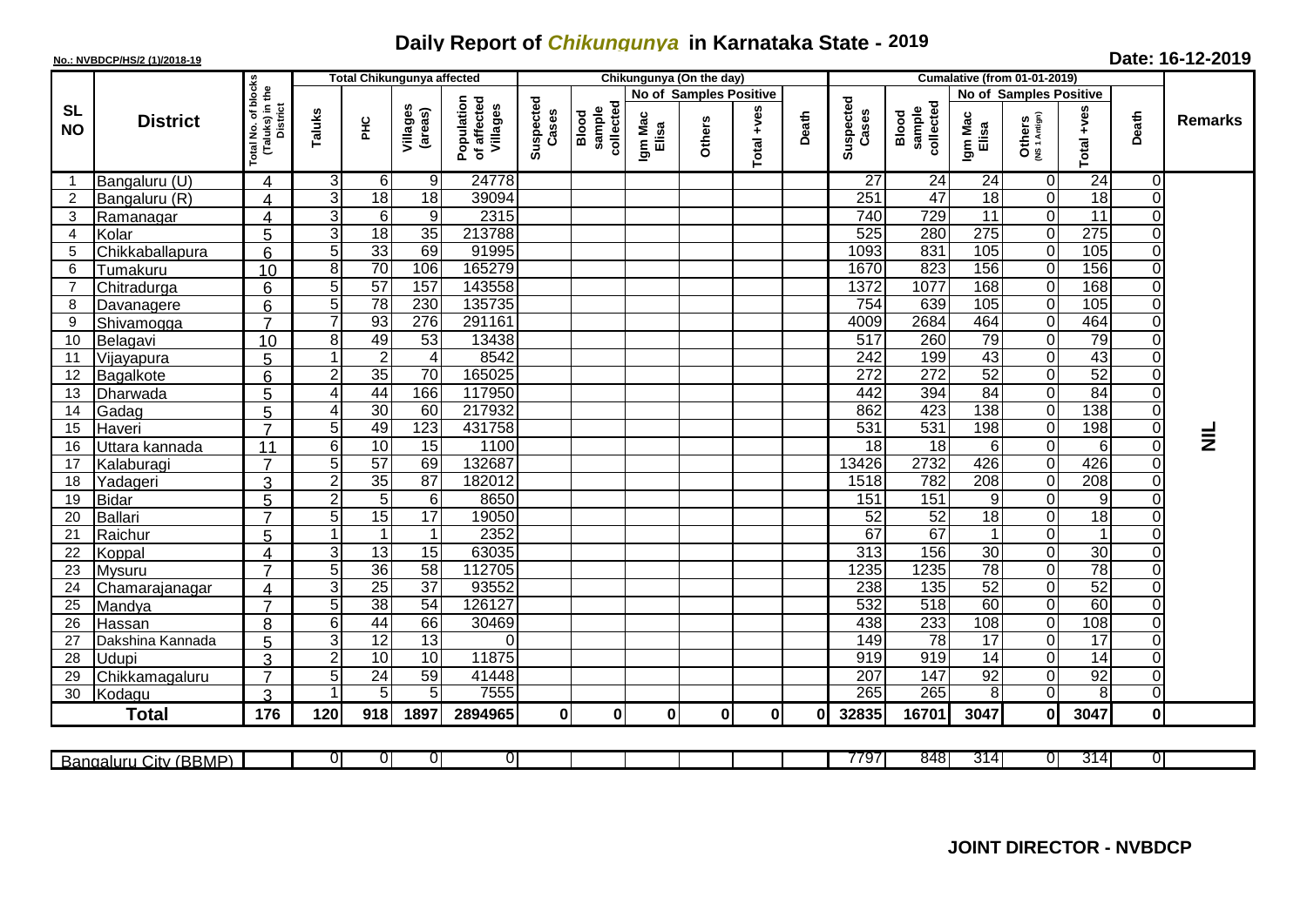# Daily Report of *Chikungunya* in Karnataka State - 2019

**No.: NVBDCP/HS/2 (1)/2018-19**

**Date: 16-12-2019**

| SL NO | District | Total No. of blocks (Taluks) in the District | Total Chikungunya affected | | | | Chikungunya (On the day) | | | | | | Cumalative (from 01-01-2019) | | | | | | Remarks |
|---|---|---|---|---|---|---|---|---|---|---|---|---|---|---|---|---|---|---|---|
| | | | Taluks | PHC | Villages (areas) | Population of affected Villages | Suspected Cases | Blood sample collected | No of Samples Positive | | | Death | Suspected Cases | Blood sample collected | No of Samples Positive | | | Death | |
| | | | | | | | | | Igm Mac Elisa | Others | Total +ves | | | | Igm Mac Elisa | Others (NS 1 Antign) | Total +ves | | |
| 1 | Bangaluru (U) | 4 | 3 | 6 | 9 | 24778 | | | | | | | 27 | 24 | 24 | 0 | 24 | 0 | NIL |
| 2 | Bangaluru (R) | 4 | 3 | 18 | 18 | 39094 | | | | | | | 251 | 47 | 18 | 0 | 18 | 0 | |
| 3 | Ramanagar | 4 | 3 | 6 | 9 | 2315 | | | | | | | 740 | 729 | 11 | 0 | 11 | 0 | |
| 4 | Kolar | 5 | 3 | 18 | 35 | 213788 | | | | | | | 525 | 280 | 275 | 0 | 275 | 0 | |
| 5 | Chikkaballapura | 6 | 5 | 33 | 69 | 91995 | | | | | | | 1093 | 831 | 105 | 0 | 105 | 0 | |
| 6 | Tumakuru | 10 | 8 | 70 | 106 | 165279 | | | | | | | 1670 | 823 | 156 | 0 | 156 | 0 | |
| 7 | Chitradurga | 6 | 5 | 57 | 157 | 143558 | | | | | | | 1372 | 1077 | 168 | 0 | 168 | 0 | |
| 8 | Davanagere | 6 | 5 | 78 | 230 | 135735 | | | | | | | 754 | 639 | 105 | 0 | 105 | 0 | |
| 9 | Shivamogga | 7 | 7 | 93 | 276 | 291161 | | | | | | | 4009 | 2684 | 464 | 0 | 464 | 0 | |
| 10 | Belagavi | 10 | 8 | 49 | 53 | 13438 | | | | | | | 517 | 260 | 79 | 0 | 79 | 0 | |
| 11 | Vijayapura | 5 | 1 | 2 | 4 | 8542 | | | | | | | 242 | 199 | 43 | 0 | 43 | 0 | |
| 12 | Bagalkote | 6 | 2 | 35 | 70 | 165025 | | | | | | | 272 | 272 | 52 | 0 | 52 | 0 | |
| 13 | Dharwada | 5 | 4 | 44 | 166 | 117950 | | | | | | | 442 | 394 | 84 | 0 | 84 | 0 | |
| 14 | Gadag | 5 | 4 | 30 | 60 | 217932 | | | | | | | 862 | 423 | 138 | 0 | 138 | 0 | |
| 15 | Haveri | 7 | 5 | 49 | 123 | 431758 | | | | | | | 531 | 531 | 198 | 0 | 198 | 0 | |
| 16 | Uttara kannada | 11 | 6 | 10 | 15 | 1100 | | | | | | | 18 | 18 | 6 | 0 | 6 | 0 | |
| 17 | Kalaburagi | 7 | 5 | 57 | 69 | 132687 | | | | | | | 13426 | 2732 | 426 | 0 | 426 | 0 | |
| 18 | Yadageri | 3 | 2 | 35 | 87 | 182012 | | | | | | | 1518 | 782 | 208 | 0 | 208 | 0 | |
| 19 | Bidar | 5 | 2 | 5 | 6 | 8650 | | | | | | | 151 | 151 | 9 | 0 | 9 | 0 | |
| 20 | Ballari | 7 | 5 | 15 | 17 | 19050 | | | | | | | 52 | 52 | 18 | 0 | 18 | 0 | |
| 21 | Raichur | 5 | 1 | 1 | 1 | 2352 | | | | | | | 67 | 67 | 1 | 0 | 1 | 0 | |
| 22 | Koppal | 4 | 3 | 13 | 15 | 63035 | | | | | | | 313 | 156 | 30 | 0 | 30 | 0 | |
| 23 | Mysuru | 7 | 5 | 36 | 58 | 112705 | | | | | | | 1235 | 1235 | 78 | 0 | 78 | 0 | |
| 24 | Chamarajanagar | 4 | 3 | 25 | 37 | 93552 | | | | | | | 238 | 135 | 52 | 0 | 52 | 0 | |
| 25 | Mandya | 7 | 5 | 38 | 54 | 126127 | | | | | | | 532 | 518 | 60 | 0 | 60 | 0 | |
| 26 | Hassan | 8 | 6 | 44 | 66 | 30469 | | | | | | | 438 | 233 | 108 | 0 | 108 | 0 | |
| 27 | Dakshina Kannada | 5 | 3 | 12 | 13 | 0 | | | | | | | 149 | 78 | 17 | 0 | 17 | 0 | |
| 28 | Udupi | 3 | 2 | 10 | 10 | 11875 | | | | | | | 919 | 919 | 14 | 0 | 14 | 0 | |
| 29 | Chikkamagaluru | 7 | 5 | 24 | 59 | 41448 | | | | | | | 207 | 147 | 92 | 0 | 92 | 0 | |
| 30 | Kodagu | 3 | 1 | 5 | 5 | 7555 | | | | | | | 265 | 265 | 8 | 0 | 8 | 0 | |
| **Total** | | **176** | **120** | **918** | **1897** | **2894965** | **0** | **0** | **0** | **0** | **0** | **0** | **32835** | **16701** | **3047** | **0** | **3047** | **0** | |

| | | | | | | | | | | | | | | | | | |
|---|---|---|---|---|---|---|---|---|---|---|---|---|---|---|---|---|---|
| Bangaluru City (BBMP) | | 0 | 0 | 0 | 0 | | | | | | | 7797 | 848 | 314 | 0 | 314 | 0 |

**JOINT DIRECTOR - NVBDCP**